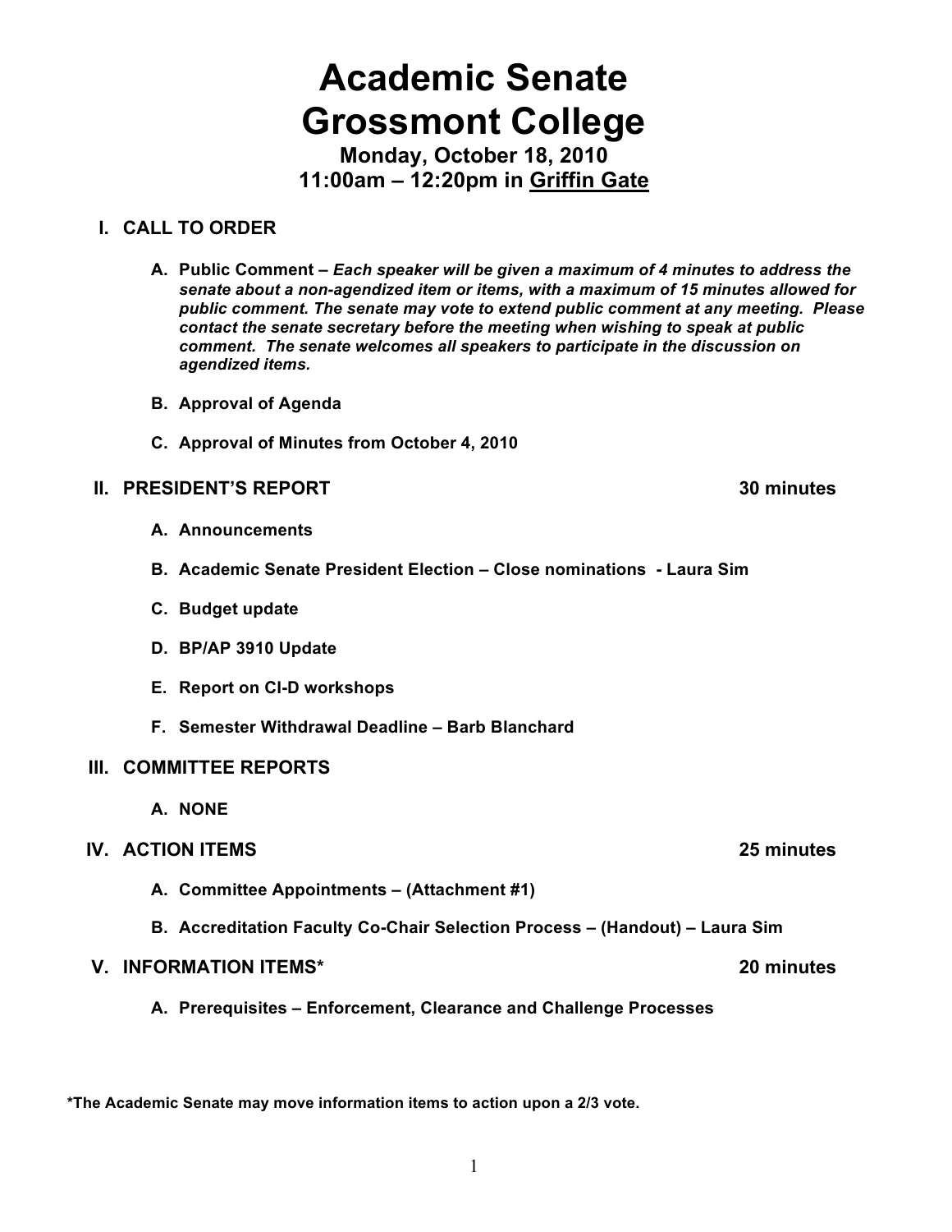# Academic Senate
# Grossmont College

### Monday, October 18, 2010
### 11:00am – 12:20pm in Griffin Gate

## I. CALL TO ORDER

**A. Public Comment –** ***Each speaker will be given a maximum of 4 minutes to address the senate about a non-agendized item or items, with a maximum of 15 minutes allowed for public comment. The senate may vote to extend public comment at any meeting. Please contact the senate secretary before the meeting when wishing to speak at public comment. The senate welcomes all speakers to participate in the discussion on agendized items.***

**B. Approval of Agenda**

**C. Approval of Minutes from October 4, 2010**

## II. PRESIDENT'S REPORT — 30 minutes

**A. Announcements**

**B. Academic Senate President Election – Close nominations - Laura Sim**

**C. Budget update**

**D. BP/AP 3910 Update**

**E. Report on CI-D workshops**

**F. Semester Withdrawal Deadline – Barb Blanchard**

## III. COMMITTEE REPORTS

**A. NONE**

## IV. ACTION ITEMS — 25 minutes

**A. Committee Appointments – (Attachment #1)**

**B. Accreditation Faculty Co-Chair Selection Process – (Handout) – Laura Sim**

## V. INFORMATION ITEMS* — 20 minutes

**A. Prerequisites – Enforcement, Clearance and Challenge Processes**

**\*The Academic Senate may move information items to action upon a 2/3 vote.**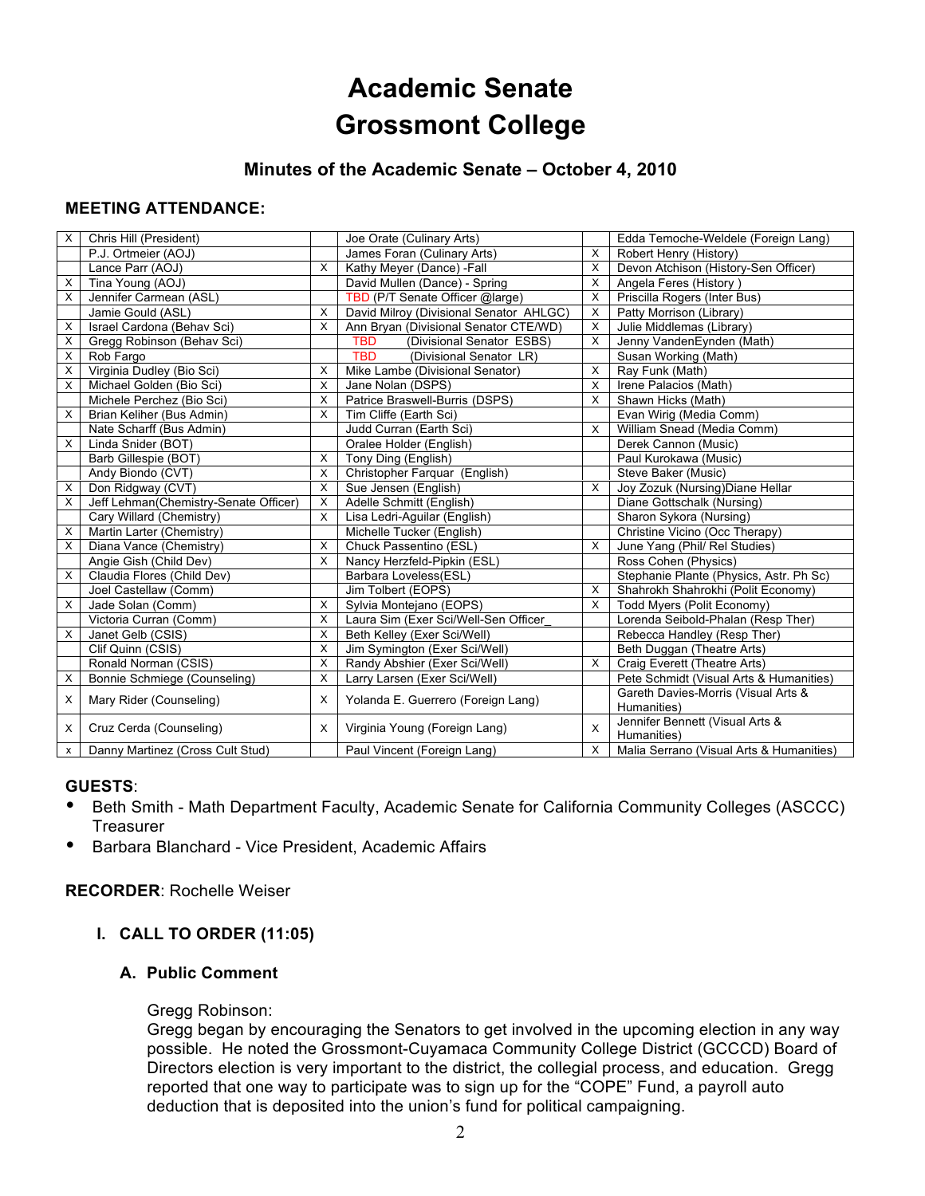# Academic Senate
# Grossmont College

## Minutes of the Academic Senate – October 4, 2010

**MEETING ATTENDANCE:**

| | | | | | | |
|---|---|---|---|---|---|---|
| X | Chris Hill (President) | | Joe Orate (Culinary Arts) | | Edda Temoche-Weldele (Foreign Lang) |
| | P.J. Ortmeier (AOJ) | | James Foran (Culinary Arts) | X | Robert Henry (History) |
| | Lance Parr (AOJ) | X | Kathy Meyer (Dance) -Fall | X | Devon Atchison (History-Sen Officer) |
| X | Tina Young (AOJ) | | David Mullen (Dance) - Spring | X | Angela Feres (History ) |
| X | Jennifer Carmean (ASL) | | TBD (P/T Senate Officer @large) | X | Priscilla Rogers (Inter Bus) |
| | Jamie Gould (ASL) | X | David Milroy (Divisional Senator AHLGC) | X | Patty Morrison (Library) |
| X | Israel Cardona (Behav Sci) | X | Ann Bryan (Divisional Senator CTE/WD) | X | Julie Middlemas (Library) |
| X | Gregg Robinson (Behav Sci) | | TBD (Divisional Senator ESBS) | X | Jenny VandenEynden (Math) |
| X | Rob Fargo | | TBD (Divisional Senator LR) | | Susan Working (Math) |
| X | Virginia Dudley (Bio Sci) | X | Mike Lambe (Divisional Senator) | X | Ray Funk (Math) |
| X | Michael Golden (Bio Sci) | X | Jane Nolan (DSPS) | X | Irene Palacios (Math) |
| | Michele Perchez (Bio Sci) | X | Patrice Braswell-Burris (DSPS) | X | Shawn Hicks (Math) |
| X | Brian Keliher (Bus Admin) | X | Tim Cliffe (Earth Sci) | | Evan Wirig (Media Comm) |
| | Nate Scharff (Bus Admin) | | Judd Curran (Earth Sci) | X | William Snead (Media Comm) |
| X | Linda Snider (BOT) | | Oralee Holder (English) | | Derek Cannon (Music) |
| | Barb Gillespie (BOT) | X | Tony Ding (English) | | Paul Kurokawa (Music) |
| | Andy Biondo (CVT) | X | Christopher Farquar (English) | | Steve Baker (Music) |
| X | Don Ridgway (CVT) | X | Sue Jensen (English) | X | Joy Zozuk (Nursing)Diane Hellar |
| X | Jeff Lehman(Chemistry-Senate Officer) | X | Adelle Schmitt (English) | | Diane Gottschalk (Nursing) |
| | Cary Willard (Chemistry) | X | Lisa Ledri-Aguilar (English) | | Sharon Sykora (Nursing) |
| X | Martin Larter (Chemistry) | | Michelle Tucker (English) | | Christine Vicino (Occ Therapy) |
| X | Diana Vance (Chemistry) | X | Chuck Passentino (ESL) | X | June Yang (Phil/ Rel Studies) |
| | Angie Gish (Child Dev) | X | Nancy Herzfeld-Pipkin (ESL) | | Ross Cohen (Physics) |
| X | Claudia Flores (Child Dev) | | Barbara Loveless(ESL) | | Stephanie Plante (Physics, Astr. Ph Sc) |
| | Joel Castellaw (Comm) | | Jim Tolbert (EOPS) | X | Shahrokh Shahrokhi (Polit Economy) |
| X | Jade Solan (Comm) | X | Sylvia Montejano (EOPS) | X | Todd Myers (Polit Economy) |
| | Victoria Curran (Comm) | X | Laura Sim (Exer Sci/Well-Sen Officer_ | | Lorenda Seibold-Phalan (Resp Ther) |
| X | Janet Gelb (CSIS) | X | Beth Kelley (Exer Sci/Well) | | Rebecca Handley (Resp Ther) |
| | Clif Quinn (CSIS) | X | Jim Symington (Exer Sci/Well) | | Beth Duggan (Theatre Arts) |
| | Ronald Norman (CSIS) | X | Randy Abshier (Exer Sci/Well) | X | Craig Everett (Theatre Arts) |
| X | Bonnie Schmiege (Counseling) | X | Larry Larsen (Exer Sci/Well) | | Pete Schmidt (Visual Arts & Humanities) |
| X | Mary Rider (Counseling) | X | Yolanda E. Guerrero (Foreign Lang) | | Gareth Davies-Morris (Visual Arts & Humanities) |
| X | Cruz Cerda (Counseling) | X | Virginia Young (Foreign Lang) | X | Jennifer Bennett (Visual Arts & Humanities) |
| x | Danny Martinez (Cross Cult Stud) | | Paul Vincent (Foreign Lang) | X | Malia Serrano (Visual Arts & Humanities) |

**GUESTS**:

- Beth Smith - Math Department Faculty, Academic Senate for California Community Colleges (ASCCC) Treasurer
- Barbara Blanchard - Vice President, Academic Affairs

**RECORDER**: Rochelle Weiser

### I. CALL TO ORDER (11:05)

#### A. Public Comment

Gregg Robinson:
Gregg began by encouraging the Senators to get involved in the upcoming election in any way possible. He noted the Grossmont-Cuyamaca Community College District (GCCCD) Board of Directors election is very important to the district, the collegial process, and education. Gregg reported that one way to participate was to sign up for the "COPE" Fund, a payroll auto deduction that is deposited into the union's fund for political campaigning.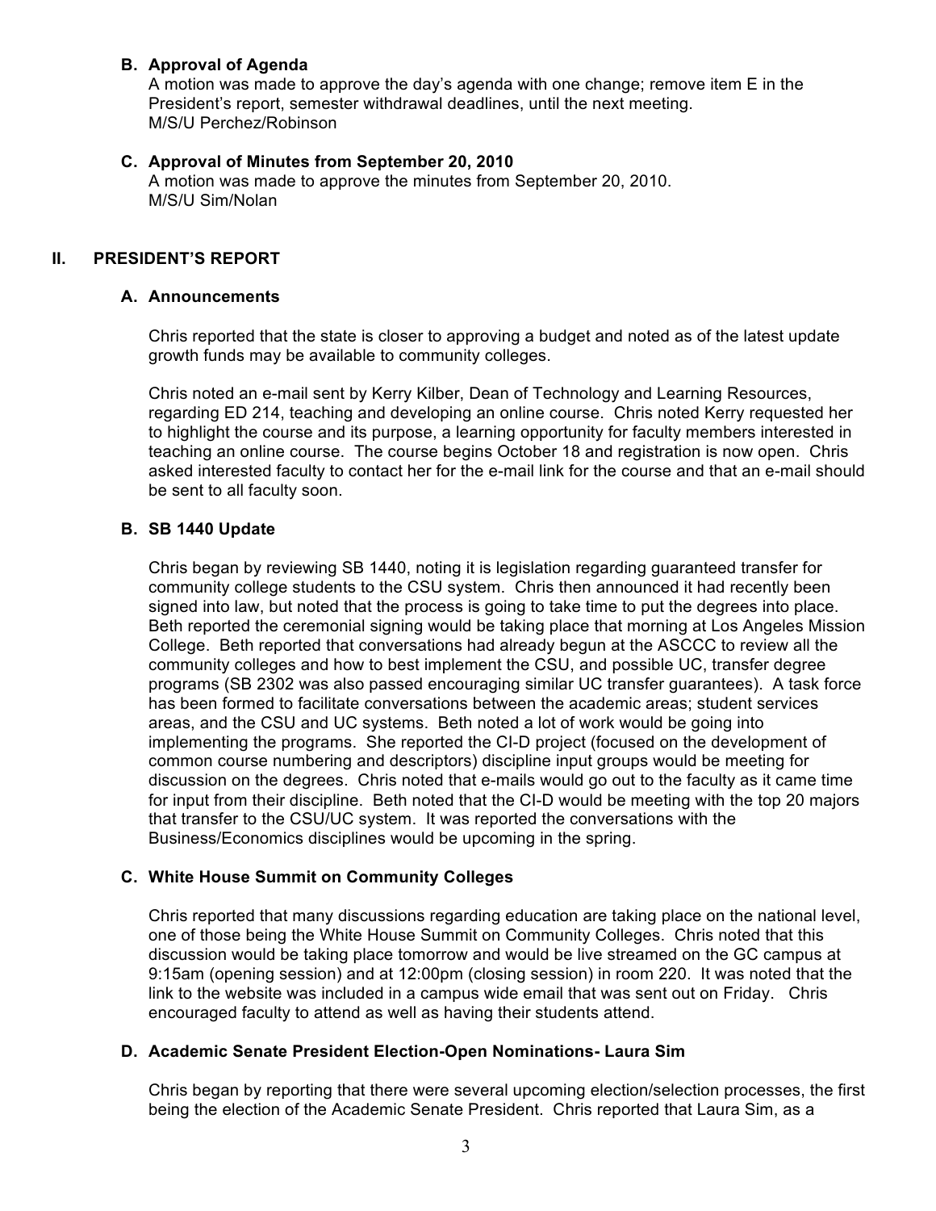### B. Approval of Agenda

A motion was made to approve the day's agenda with one change; remove item E in the President's report, semester withdrawal deadlines, until the next meeting.
M/S/U Perchez/Robinson

### C. Approval of Minutes from September 20, 2010

A motion was made to approve the minutes from September 20, 2010.
M/S/U Sim/Nolan

## II. PRESIDENT'S REPORT

### A. Announcements

Chris reported that the state is closer to approving a budget and noted as of the latest update growth funds may be available to community colleges.

Chris noted an e-mail sent by Kerry Kilber, Dean of Technology and Learning Resources, regarding ED 214, teaching and developing an online course. Chris noted Kerry requested her to highlight the course and its purpose, a learning opportunity for faculty members interested in teaching an online course. The course begins October 18 and registration is now open. Chris asked interested faculty to contact her for the e-mail link for the course and that an e-mail should be sent to all faculty soon.

### B. SB 1440 Update

Chris began by reviewing SB 1440, noting it is legislation regarding guaranteed transfer for community college students to the CSU system. Chris then announced it had recently been signed into law, but noted that the process is going to take time to put the degrees into place. Beth reported the ceremonial signing would be taking place that morning at Los Angeles Mission College. Beth reported that conversations had already begun at the ASCCC to review all the community colleges and how to best implement the CSU, and possible UC, transfer degree programs (SB 2302 was also passed encouraging similar UC transfer guarantees). A task force has been formed to facilitate conversations between the academic areas; student services areas, and the CSU and UC systems. Beth noted a lot of work would be going into implementing the programs. She reported the CI-D project (focused on the development of common course numbering and descriptors) discipline input groups would be meeting for discussion on the degrees. Chris noted that e-mails would go out to the faculty as it came time for input from their discipline. Beth noted that the CI-D would be meeting with the top 20 majors that transfer to the CSU/UC system. It was reported the conversations with the Business/Economics disciplines would be upcoming in the spring.

### C. White House Summit on Community Colleges

Chris reported that many discussions regarding education are taking place on the national level, one of those being the White House Summit on Community Colleges. Chris noted that this discussion would be taking place tomorrow and would be live streamed on the GC campus at 9:15am (opening session) and at 12:00pm (closing session) in room 220. It was noted that the link to the website was included in a campus wide email that was sent out on Friday. Chris encouraged faculty to attend as well as having their students attend.

### D. Academic Senate President Election-Open Nominations- Laura Sim

Chris began by reporting that there were several upcoming election/selection processes, the first being the election of the Academic Senate President. Chris reported that Laura Sim, as a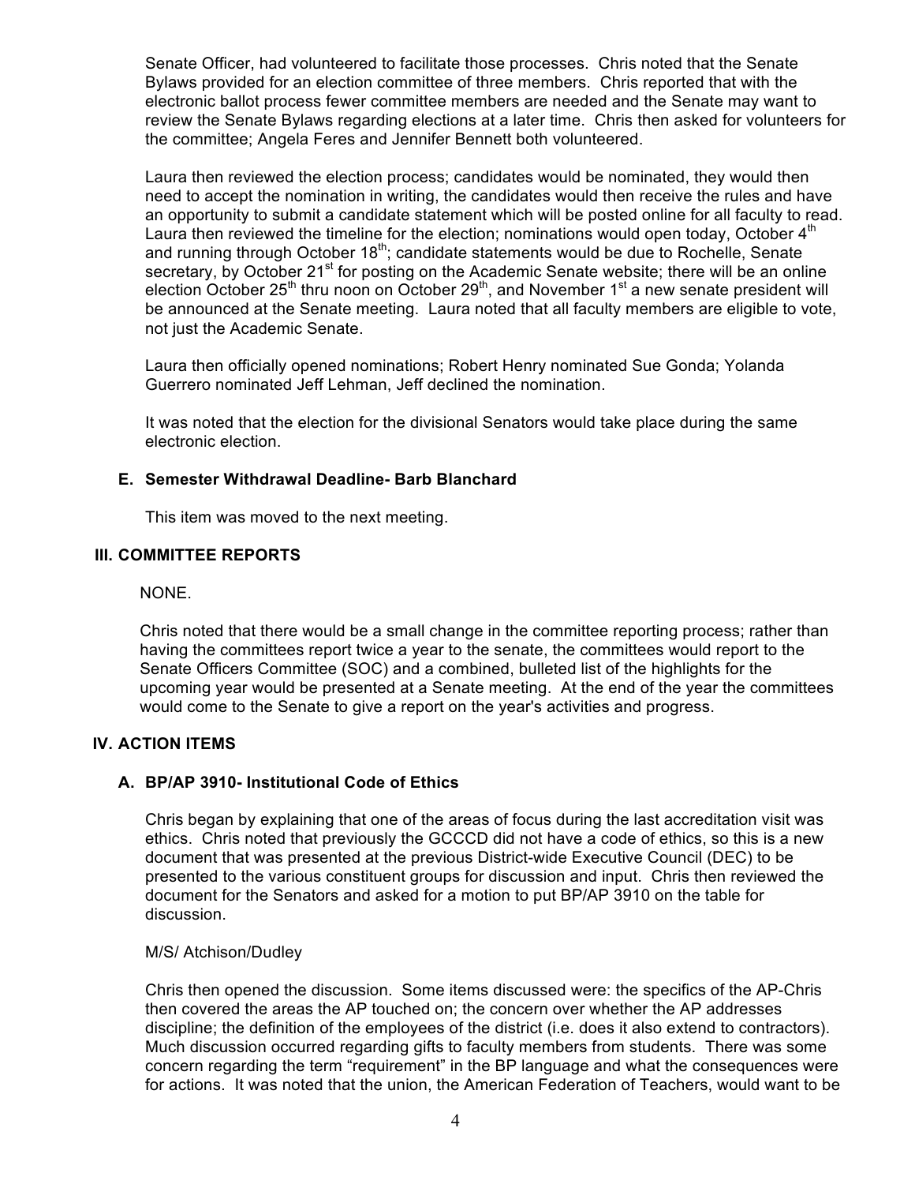Senate Officer, had volunteered to facilitate those processes. Chris noted that the Senate Bylaws provided for an election committee of three members. Chris reported that with the electronic ballot process fewer committee members are needed and the Senate may want to review the Senate Bylaws regarding elections at a later time. Chris then asked for volunteers for the committee; Angela Feres and Jennifer Bennett both volunteered.

Laura then reviewed the election process; candidates would be nominated, they would then need to accept the nomination in writing, the candidates would then receive the rules and have an opportunity to submit a candidate statement which will be posted online for all faculty to read. Laura then reviewed the timeline for the election; nominations would open today, October 4th and running through October 18th; candidate statements would be due to Rochelle, Senate secretary, by October 21st for posting on the Academic Senate website; there will be an online election October 25th thru noon on October 29th, and November 1st a new senate president will be announced at the Senate meeting. Laura noted that all faculty members are eligible to vote, not just the Academic Senate.

Laura then officially opened nominations; Robert Henry nominated Sue Gonda; Yolanda Guerrero nominated Jeff Lehman, Jeff declined the nomination.

It was noted that the election for the divisional Senators would take place during the same electronic election.

### E. Semester Withdrawal Deadline- Barb Blanchard

This item was moved to the next meeting.

## III. COMMITTEE REPORTS

NONE.

Chris noted that there would be a small change in the committee reporting process; rather than having the committees report twice a year to the senate, the committees would report to the Senate Officers Committee (SOC) and a combined, bulleted list of the highlights for the upcoming year would be presented at a Senate meeting. At the end of the year the committees would come to the Senate to give a report on the year's activities and progress.

## IV. ACTION ITEMS

### A. BP/AP 3910- Institutional Code of Ethics

Chris began by explaining that one of the areas of focus during the last accreditation visit was ethics. Chris noted that previously the GCCCD did not have a code of ethics, so this is a new document that was presented at the previous District-wide Executive Council (DEC) to be presented to the various constituent groups for discussion and input. Chris then reviewed the document for the Senators and asked for a motion to put BP/AP 3910 on the table for discussion.

M/S/ Atchison/Dudley

Chris then opened the discussion. Some items discussed were: the specifics of the AP-Chris then covered the areas the AP touched on; the concern over whether the AP addresses discipline; the definition of the employees of the district (i.e. does it also extend to contractors). Much discussion occurred regarding gifts to faculty members from students. There was some concern regarding the term "requirement" in the BP language and what the consequences were for actions. It was noted that the union, the American Federation of Teachers, would want to be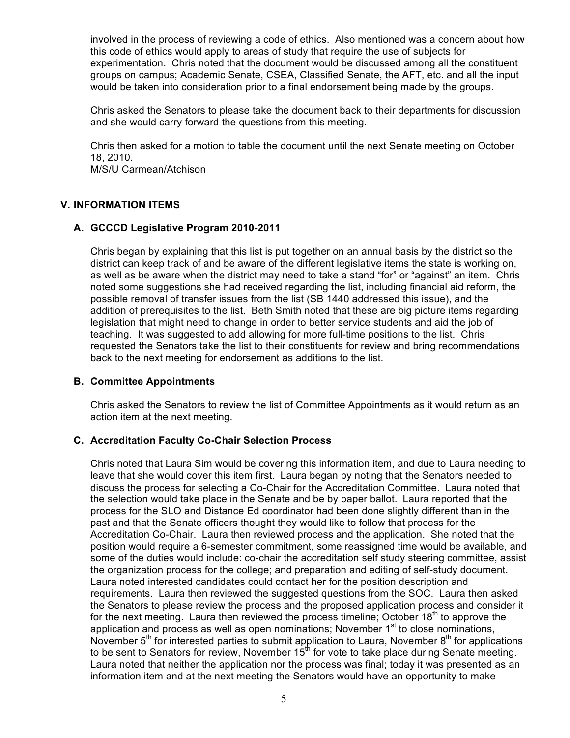involved in the process of reviewing a code of ethics. Also mentioned was a concern about how this code of ethics would apply to areas of study that require the use of subjects for experimentation. Chris noted that the document would be discussed among all the constituent groups on campus; Academic Senate, CSEA, Classified Senate, the AFT, etc. and all the input would be taken into consideration prior to a final endorsement being made by the groups.

Chris asked the Senators to please take the document back to their departments for discussion and she would carry forward the questions from this meeting.

Chris then asked for a motion to table the document until the next Senate meeting on October 18, 2010.
M/S/U Carmean/Atchison

## V. INFORMATION ITEMS

### A. GCCCD Legislative Program 2010-2011

Chris began by explaining that this list is put together on an annual basis by the district so the district can keep track of and be aware of the different legislative items the state is working on, as well as be aware when the district may need to take a stand "for" or "against" an item. Chris noted some suggestions she had received regarding the list, including financial aid reform, the possible removal of transfer issues from the list (SB 1440 addressed this issue), and the addition of prerequisites to the list. Beth Smith noted that these are big picture items regarding legislation that might need to change in order to better service students and aid the job of teaching. It was suggested to add allowing for more full-time positions to the list. Chris requested the Senators take the list to their constituents for review and bring recommendations back to the next meeting for endorsement as additions to the list.

### B. Committee Appointments

Chris asked the Senators to review the list of Committee Appointments as it would return as an action item at the next meeting.

### C. Accreditation Faculty Co-Chair Selection Process

Chris noted that Laura Sim would be covering this information item, and due to Laura needing to leave that she would cover this item first. Laura began by noting that the Senators needed to discuss the process for selecting a Co-Chair for the Accreditation Committee. Laura noted that the selection would take place in the Senate and be by paper ballot. Laura reported that the process for the SLO and Distance Ed coordinator had been done slightly different than in the past and that the Senate officers thought they would like to follow that process for the Accreditation Co-Chair. Laura then reviewed process and the application. She noted that the position would require a 6-semester commitment, some reassigned time would be available, and some of the duties would include: co-chair the accreditation self study steering committee, assist the organization process for the college; and preparation and editing of self-study document. Laura noted interested candidates could contact her for the position description and requirements. Laura then reviewed the suggested questions from the SOC. Laura then asked the Senators to please review the process and the proposed application process and consider it for the next meeting. Laura then reviewed the process timeline; October 18th to approve the application and process as well as open nominations; November 1st to close nominations, November 5th for interested parties to submit application to Laura, November 8th for applications to be sent to Senators for review, November 15th for vote to take place during Senate meeting. Laura noted that neither the application nor the process was final; today it was presented as an information item and at the next meeting the Senators would have an opportunity to make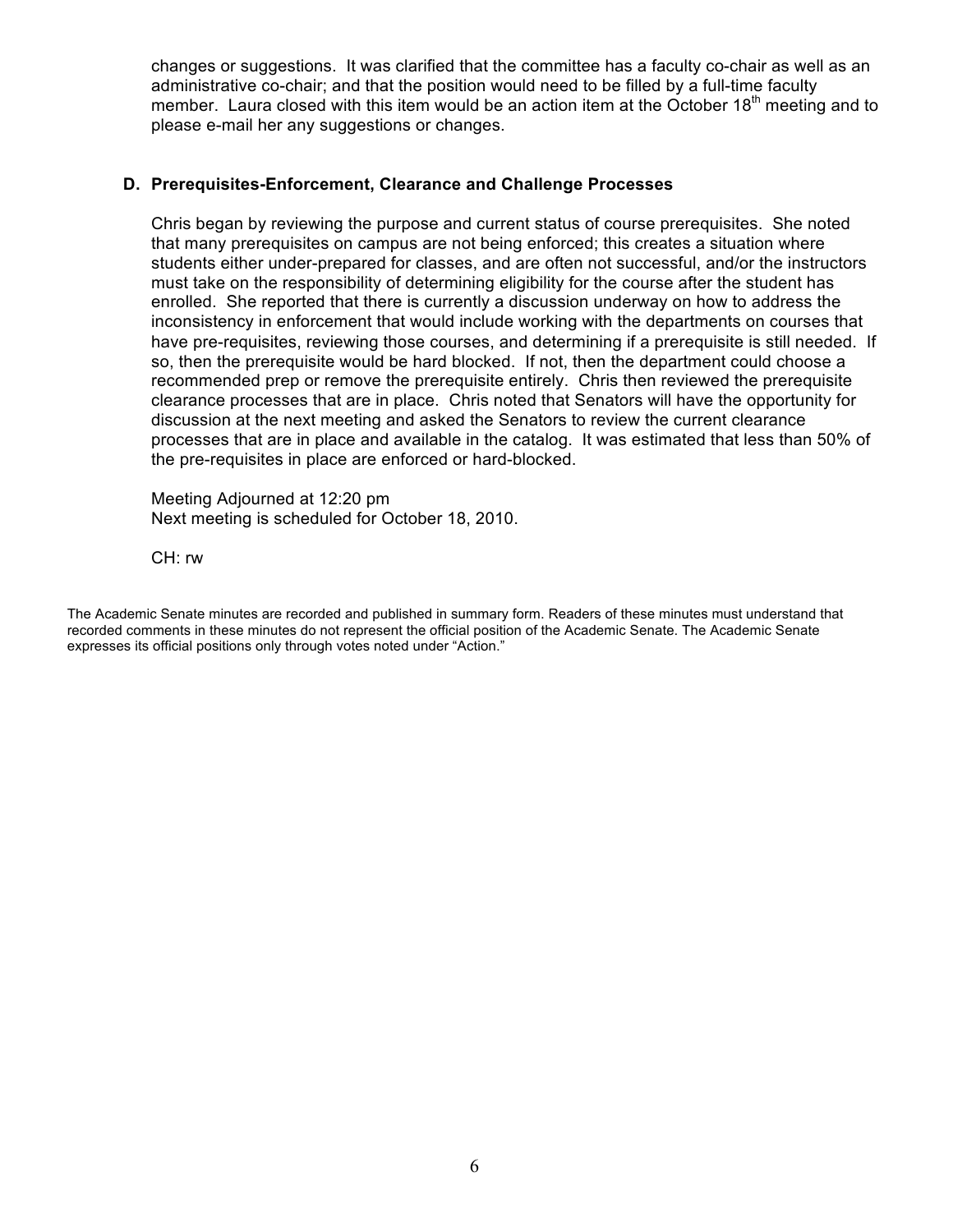changes or suggestions. It was clarified that the committee has a faculty co-chair as well as an administrative co-chair; and that the position would need to be filled by a full-time faculty member. Laura closed with this item would be an action item at the October 18th meeting and to please e-mail her any suggestions or changes.

**D. Prerequisites-Enforcement, Clearance and Challenge Processes**

Chris began by reviewing the purpose and current status of course prerequisites. She noted that many prerequisites on campus are not being enforced; this creates a situation where students either under-prepared for classes, and are often not successful, and/or the instructors must take on the responsibility of determining eligibility for the course after the student has enrolled. She reported that there is currently a discussion underway on how to address the inconsistency in enforcement that would include working with the departments on courses that have pre-requisites, reviewing those courses, and determining if a prerequisite is still needed. If so, then the prerequisite would be hard blocked. If not, then the department could choose a recommended prep or remove the prerequisite entirely. Chris then reviewed the prerequisite clearance processes that are in place. Chris noted that Senators will have the opportunity for discussion at the next meeting and asked the Senators to review the current clearance processes that are in place and available in the catalog. It was estimated that less than 50% of the pre-requisites in place are enforced or hard-blocked.

Meeting Adjourned at 12:20 pm
Next meeting is scheduled for October 18, 2010.

CH: rw

The Academic Senate minutes are recorded and published in summary form. Readers of these minutes must understand that recorded comments in these minutes do not represent the official position of the Academic Senate. The Academic Senate expresses its official positions only through votes noted under "Action."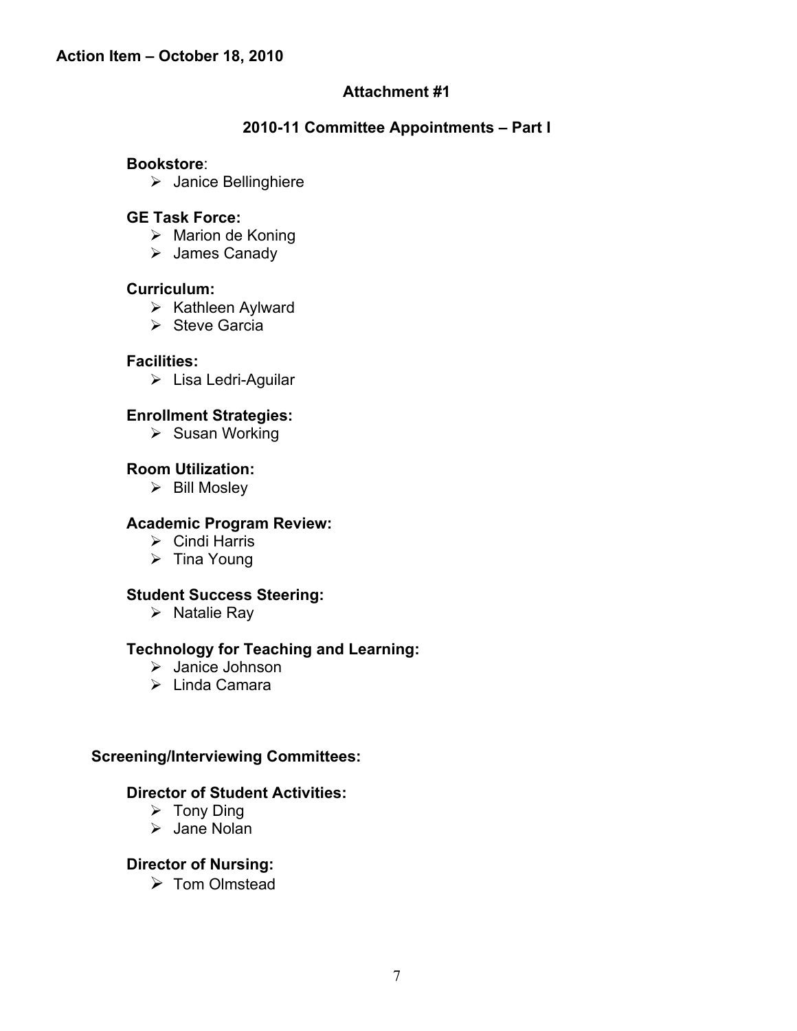**Action Item – October 18, 2010**

## Attachment #1

## 2010-11 Committee Appointments – Part I

**Bookstore**:

- Janice Bellinghiere

**GE Task Force:**

- Marion de Koning
- James Canady

**Curriculum:**

- Kathleen Aylward
- Steve Garcia

**Facilities:**

- Lisa Ledri-Aguilar

**Enrollment Strategies:**

- Susan Working

**Room Utilization:**

- Bill Mosley

**Academic Program Review:**

- Cindi Harris
- Tina Young

**Student Success Steering:**

- Natalie Ray

**Technology for Teaching and Learning:**

- Janice Johnson
- Linda Camara

### Screening/Interviewing Committees:

**Director of Student Activities:**

- Tony Ding
- Jane Nolan

**Director of Nursing:**

- Tom Olmstead